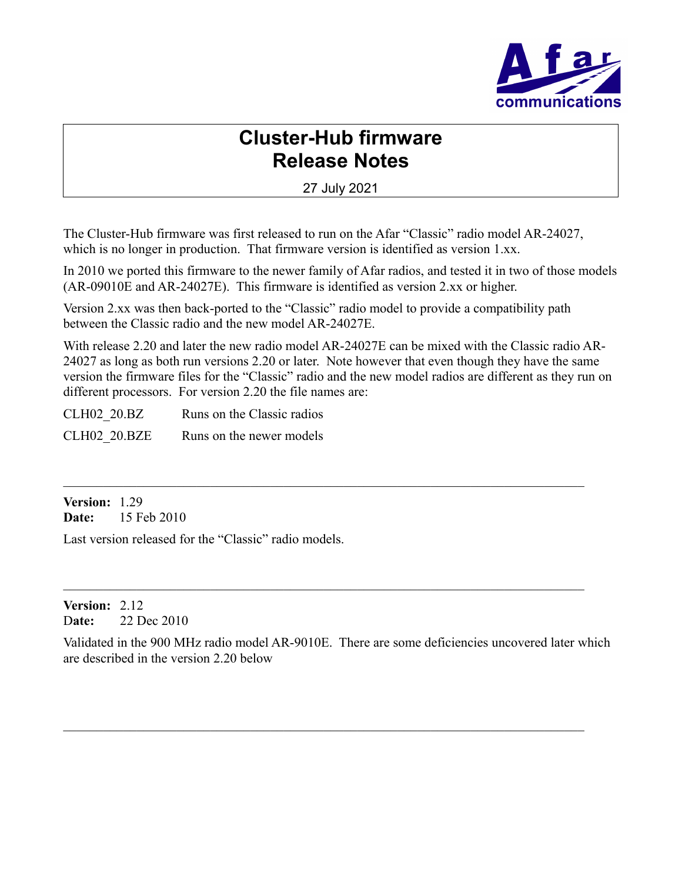# Cluster-Hub firmware Release Notes

27 July 2021

The Cluster-Hub firmware was first released to run on the Afar "Classic" radio model AR-24027, which is no longer in production. That firmware version is identified as version 1.xx.

In 2010 we ported this firmware to the newer family of Afar radios, and tested it in two of those models (AR-09010E and AR-24027E). This firmware is identified as version 2.xx or higher.

Version 2.xx was then back-ported to the "Classic" radio model to provide a compatibility path between the Classic radio and the new model AR-24027E.

With release 2.20 and later the new radio model AR-24027E can be mixed with the Classic radio AR-24027 as long as both run versions 2.20 or later. Note however that even though they have the same version the firmware files for the "Classic" radio and the new model radios are different as they run on different processors. For version 2.20 the file names are:

| | |
|---|---|
| CLH02_20.BZ | Runs on the Classic radios |
| CLH02_20.BZE | Runs on the newer models |

---

**Version:** 1.29
**Date:** 15 Feb 2010

Last version released for the "Classic" radio models.

---

**Version:** 2.12
**Date:** 22 Dec 2010

Validated in the 900 MHz radio model AR-9010E. There are some deficiencies uncovered later which are described in the version 2.20 below

---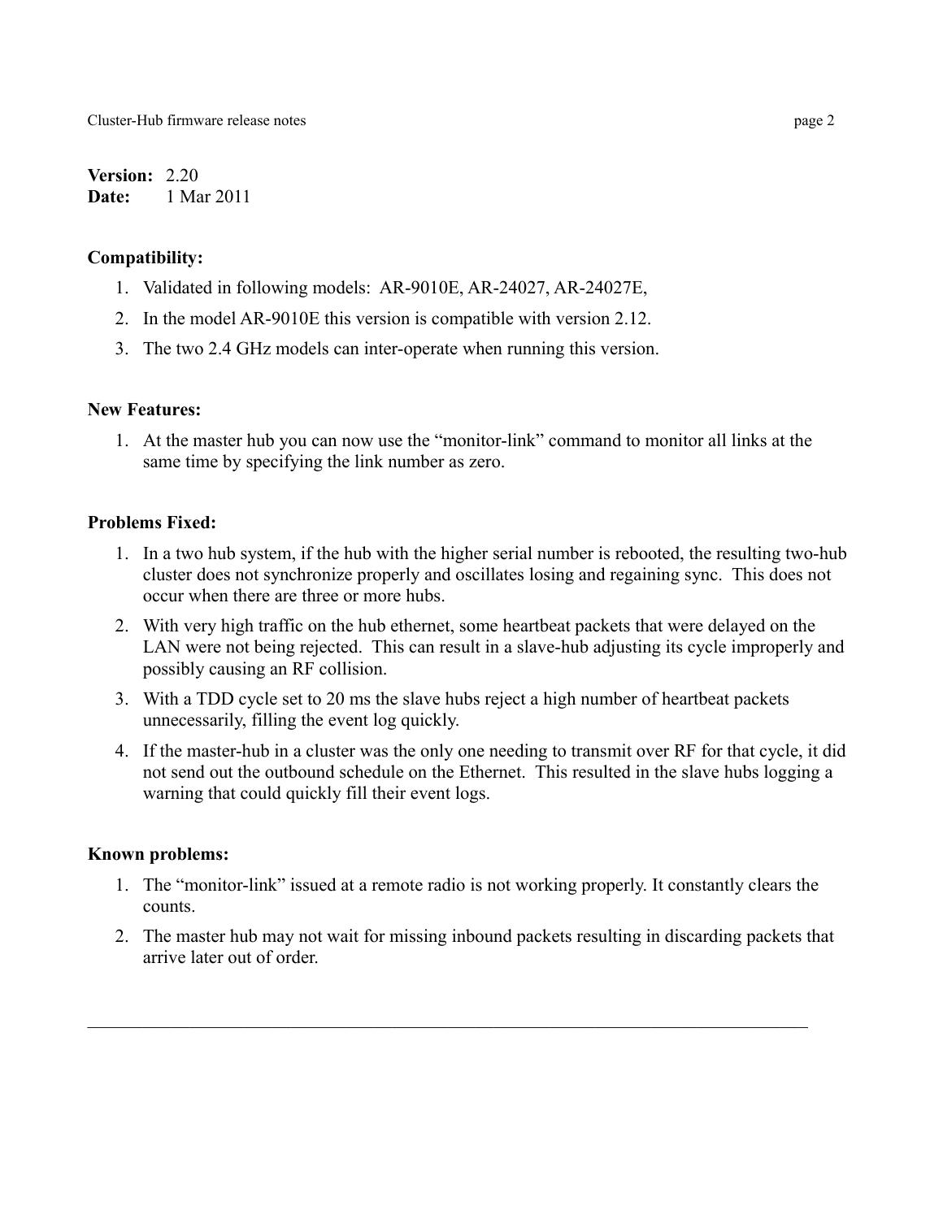**Version:** 2.20
**Date:** 1 Mar 2011

**Compatibility:**

1. Validated in following models: AR-9010E, AR-24027, AR-24027E,
2. In the model AR-9010E this version is compatible with version 2.12.
3. The two 2.4 GHz models can inter-operate when running this version.

**New Features:**

1. At the master hub you can now use the "monitor-link" command to monitor all links at the same time by specifying the link number as zero.

**Problems Fixed:**

1. In a two hub system, if the hub with the higher serial number is rebooted, the resulting two-hub cluster does not synchronize properly and oscillates losing and regaining sync. This does not occur when there are three or more hubs.
2. With very high traffic on the hub ethernet, some heartbeat packets that were delayed on the LAN were not being rejected. This can result in a slave-hub adjusting its cycle improperly and possibly causing an RF collision.
3. With a TDD cycle set to 20 ms the slave hubs reject a high number of heartbeat packets unnecessarily, filling the event log quickly.
4. If the master-hub in a cluster was the only one needing to transmit over RF for that cycle, it did not send out the outbound schedule on the Ethernet. This resulted in the slave hubs logging a warning that could quickly fill their event logs.

**Known problems:**

1. The "monitor-link" issued at a remote radio is not working properly. It constantly clears the counts.
2. The master hub may not wait for missing inbound packets resulting in discarding packets that arrive later out of order.

---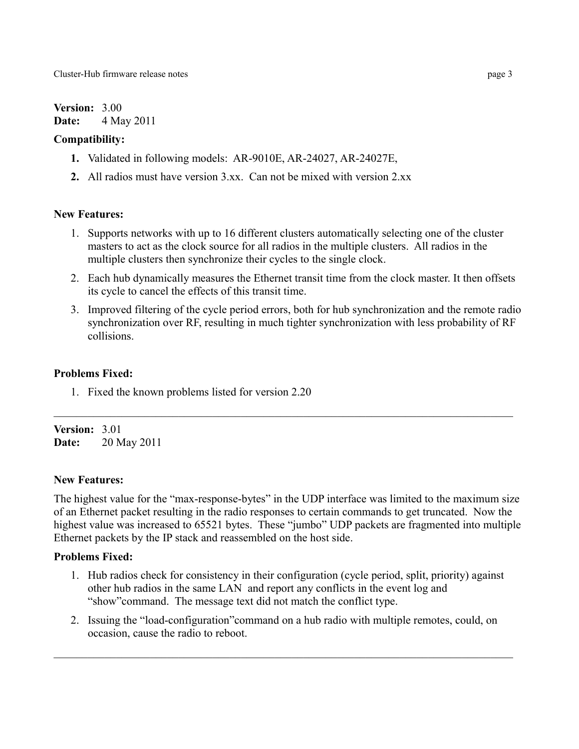**Version:** 3.00
**Date:** 4 May 2011

**Compatibility:**

1. Validated in following models: AR-9010E, AR-24027, AR-24027E,
2. All radios must have version 3.xx. Can not be mixed with version 2.xx

**New Features:**

1. Supports networks with up to 16 different clusters automatically selecting one of the cluster masters to act as the clock source for all radios in the multiple clusters. All radios in the multiple clusters then synchronize their cycles to the single clock.
2. Each hub dynamically measures the Ethernet transit time from the clock master. It then offsets its cycle to cancel the effects of this transit time.
3. Improved filtering of the cycle period errors, both for hub synchronization and the remote radio synchronization over RF, resulting in much tighter synchronization with less probability of RF collisions.

**Problems Fixed:**

1. Fixed the known problems listed for version 2.20

---

**Version:** 3.01
**Date:** 20 May 2011

**New Features:**

The highest value for the "max-response-bytes" in the UDP interface was limited to the maximum size of an Ethernet packet resulting in the radio responses to certain commands to get truncated. Now the highest value was increased to 65521 bytes. These "jumbo" UDP packets are fragmented into multiple Ethernet packets by the IP stack and reassembled on the host side.

**Problems Fixed:**

1. Hub radios check for consistency in their configuration (cycle period, split, priority) against other hub radios in the same LAN and report any conflicts in the event log and "show"command. The message text did not match the conflict type.
2. Issuing the "load-configuration"command on a hub radio with multiple remotes, could, on occasion, cause the radio to reboot.

---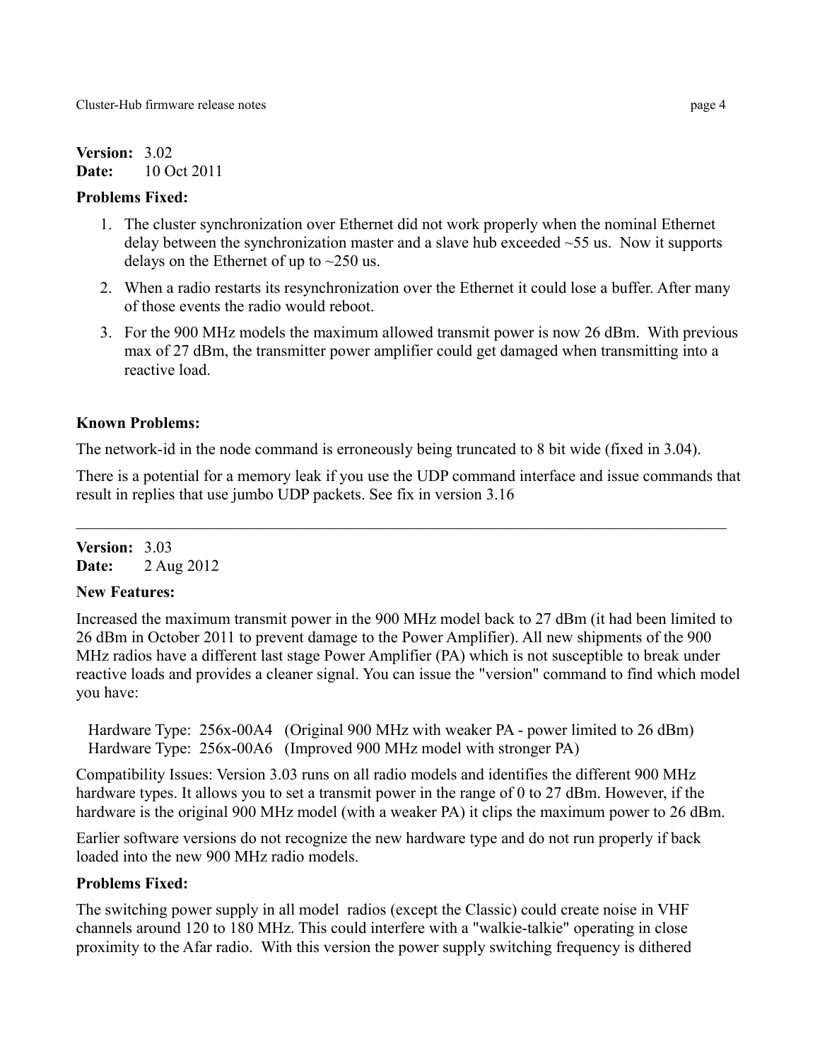**Version:** 3.02
**Date:** 10 Oct 2011

**Problems Fixed:**

1. The cluster synchronization over Ethernet did not work properly when the nominal Ethernet delay between the synchronization master and a slave hub exceeded ~55 us. Now it supports delays on the Ethernet of up to ~250 us.
2. When a radio restarts its resynchronization over the Ethernet it could lose a buffer. After many of those events the radio would reboot.
3. For the 900 MHz models the maximum allowed transmit power is now 26 dBm. With previous max of 27 dBm, the transmitter power amplifier could get damaged when transmitting into a reactive load.

**Known Problems:**

The network-id in the node command is erroneously being truncated to 8 bit wide (fixed in 3.04).

There is a potential for a memory leak if you use the UDP command interface and issue commands that result in replies that use jumbo UDP packets. See fix in version 3.16

---

**Version:** 3.03
**Date:** 2 Aug 2012

**New Features:**

Increased the maximum transmit power in the 900 MHz model back to 27 dBm (it had been limited to 26 dBm in October 2011 to prevent damage to the Power Amplifier). All new shipments of the 900 MHz radios have a different last stage Power Amplifier (PA) which is not susceptible to break under reactive loads and provides a cleaner signal. You can issue the "version" command to find which model you have:

Hardware Type: 256x-00A4 (Original 900 MHz with weaker PA - power limited to 26 dBm)
Hardware Type: 256x-00A6 (Improved 900 MHz model with stronger PA)

Compatibility Issues: Version 3.03 runs on all radio models and identifies the different 900 MHz hardware types. It allows you to set a transmit power in the range of 0 to 27 dBm. However, if the hardware is the original 900 MHz model (with a weaker PA) it clips the maximum power to 26 dBm.

Earlier software versions do not recognize the new hardware type and do not run properly if back loaded into the new 900 MHz radio models.

**Problems Fixed:**

The switching power supply in all model radios (except the Classic) could create noise in VHF channels around 120 to 180 MHz. This could interfere with a "walkie-talkie" operating in close proximity to the Afar radio. With this version the power supply switching frequency is dithered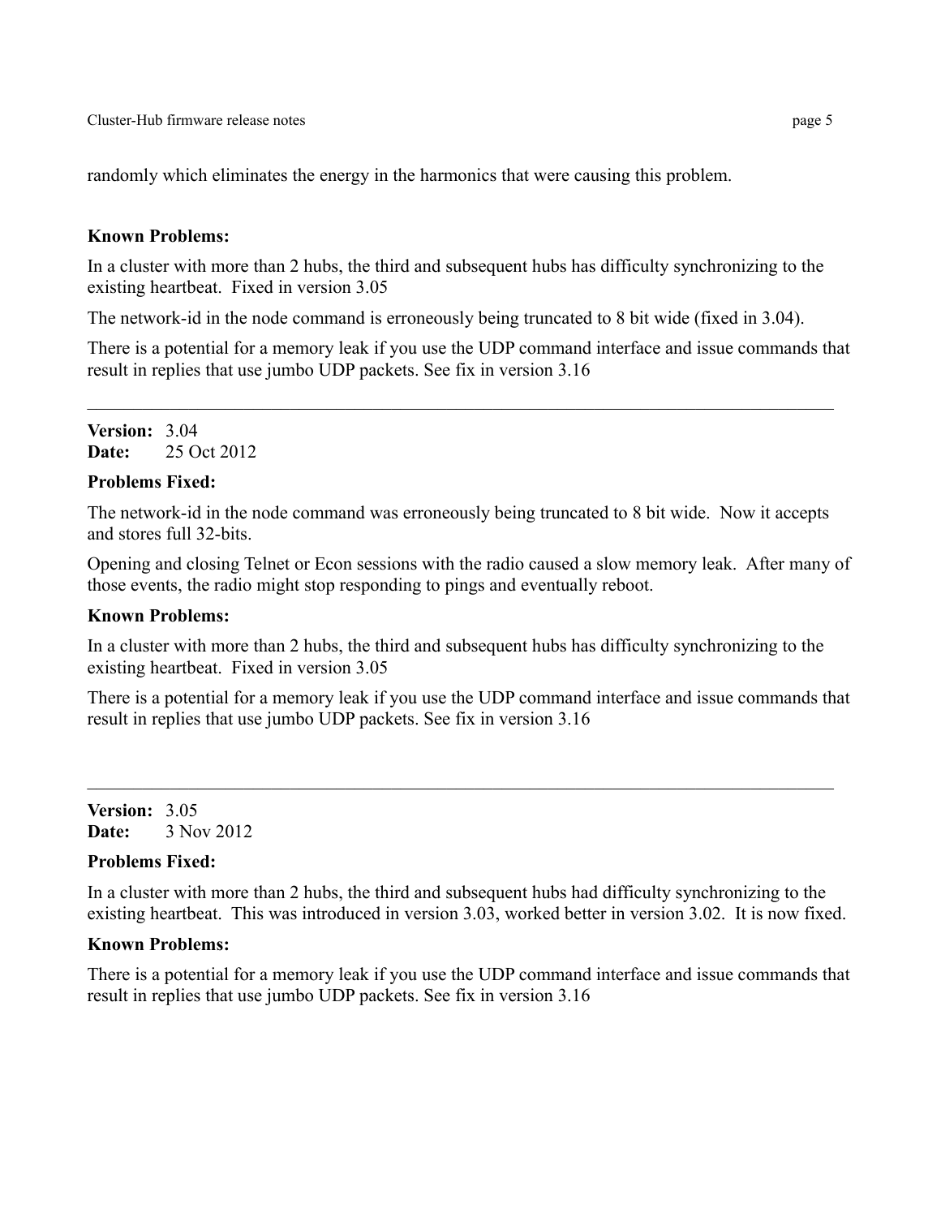randomly which eliminates the energy in the harmonics that were causing this problem.

**Known Problems:**

In a cluster with more than 2 hubs, the third and subsequent hubs has difficulty synchronizing to the existing heartbeat. Fixed in version 3.05

The network-id in the node command is erroneously being truncated to 8 bit wide (fixed in 3.04).

There is a potential for a memory leak if you use the UDP command interface and issue commands that result in replies that use jumbo UDP packets. See fix in version 3.16

---

**Version:** 3.04
**Date:** 25 Oct 2012

**Problems Fixed:**

The network-id in the node command was erroneously being truncated to 8 bit wide. Now it accepts and stores full 32-bits.

Opening and closing Telnet or Econ sessions with the radio caused a slow memory leak. After many of those events, the radio might stop responding to pings and eventually reboot.

**Known Problems:**

In a cluster with more than 2 hubs, the third and subsequent hubs has difficulty synchronizing to the existing heartbeat. Fixed in version 3.05

There is a potential for a memory leak if you use the UDP command interface and issue commands that result in replies that use jumbo UDP packets. See fix in version 3.16

---

**Version:** 3.05
**Date:** 3 Nov 2012

**Problems Fixed:**

In a cluster with more than 2 hubs, the third and subsequent hubs had difficulty synchronizing to the existing heartbeat. This was introduced in version 3.03, worked better in version 3.02. It is now fixed.

**Known Problems:**

There is a potential for a memory leak if you use the UDP command interface and issue commands that result in replies that use jumbo UDP packets. See fix in version 3.16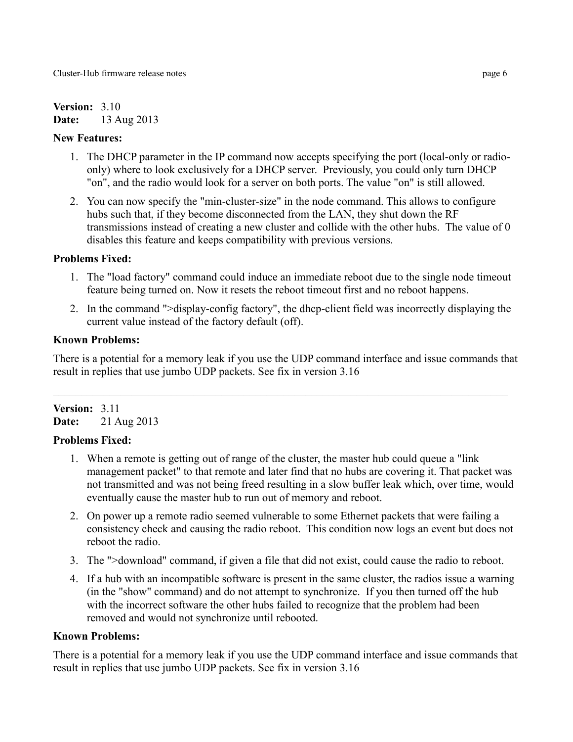**Version:** 3.10
**Date:** 13 Aug 2013

**New Features:**

1. The DHCP parameter in the IP command now accepts specifying the port (local-only or radio-only) where to look exclusively for a DHCP server. Previously, you could only turn DHCP "on", and the radio would look for a server on both ports. The value "on" is still allowed.
2. You can now specify the "min-cluster-size" in the node command. This allows to configure hubs such that, if they become disconnected from the LAN, they shut down the RF transmissions instead of creating a new cluster and collide with the other hubs. The value of 0 disables this feature and keeps compatibility with previous versions.

**Problems Fixed:**

1. The "load factory" command could induce an immediate reboot due to the single node timeout feature being turned on. Now it resets the reboot timeout first and no reboot happens.
2. In the command ">display-config factory", the dhcp-client field was incorrectly displaying the current value instead of the factory default (off).

**Known Problems:**

There is a potential for a memory leak if you use the UDP command interface and issue commands that result in replies that use jumbo UDP packets. See fix in version 3.16

---

**Version:** 3.11
**Date:** 21 Aug 2013

**Problems Fixed:**

1. When a remote is getting out of range of the cluster, the master hub could queue a "link management packet" to that remote and later find that no hubs are covering it. That packet was not transmitted and was not being freed resulting in a slow buffer leak which, over time, would eventually cause the master hub to run out of memory and reboot.
2. On power up a remote radio seemed vulnerable to some Ethernet packets that were failing a consistency check and causing the radio reboot. This condition now logs an event but does not reboot the radio.
3. The ">download" command, if given a file that did not exist, could cause the radio to reboot.
4. If a hub with an incompatible software is present in the same cluster, the radios issue a warning (in the "show" command) and do not attempt to synchronize. If you then turned off the hub with the incorrect software the other hubs failed to recognize that the problem had been removed and would not synchronize until rebooted.

**Known Problems:**

There is a potential for a memory leak if you use the UDP command interface and issue commands that result in replies that use jumbo UDP packets. See fix in version 3.16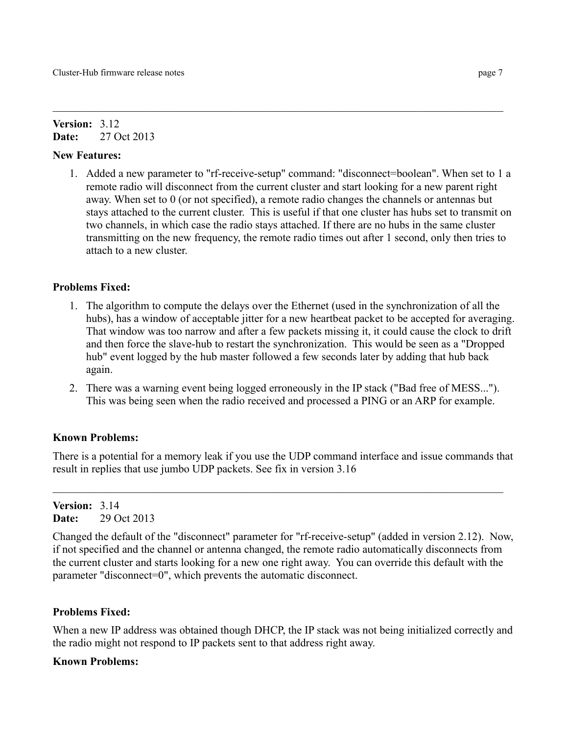---

**Version:** 3.12
**Date:** 27 Oct 2013

**New Features:**

1. Added a new parameter to "rf-receive-setup" command: "disconnect=boolean". When set to 1 a remote radio will disconnect from the current cluster and start looking for a new parent right away. When set to 0 (or not specified), a remote radio changes the channels or antennas but stays attached to the current cluster. This is useful if that one cluster has hubs set to transmit on two channels, in which case the radio stays attached. If there are no hubs in the same cluster transmitting on the new frequency, the remote radio times out after 1 second, only then tries to attach to a new cluster.

**Problems Fixed:**

1. The algorithm to compute the delays over the Ethernet (used in the synchronization of all the hubs), has a window of acceptable jitter for a new heartbeat packet to be accepted for averaging. That window was too narrow and after a few packets missing it, it could cause the clock to drift and then force the slave-hub to restart the synchronization. This would be seen as a "Dropped hub" event logged by the hub master followed a few seconds later by adding that hub back again.
2. There was a warning event being logged erroneously in the IP stack ("Bad free of MESS..."). This was being seen when the radio received and processed a PING or an ARP for example.

**Known Problems:**

There is a potential for a memory leak if you use the UDP command interface and issue commands that result in replies that use jumbo UDP packets. See fix in version 3.16

---

**Version:** 3.14
**Date:** 29 Oct 2013

Changed the default of the "disconnect" parameter for "rf-receive-setup" (added in version 2.12). Now, if not specified and the channel or antenna changed, the remote radio automatically disconnects from the current cluster and starts looking for a new one right away. You can override this default with the parameter "disconnect=0", which prevents the automatic disconnect.

**Problems Fixed:**

When a new IP address was obtained though DHCP, the IP stack was not being initialized correctly and the radio might not respond to IP packets sent to that address right away.

**Known Problems:**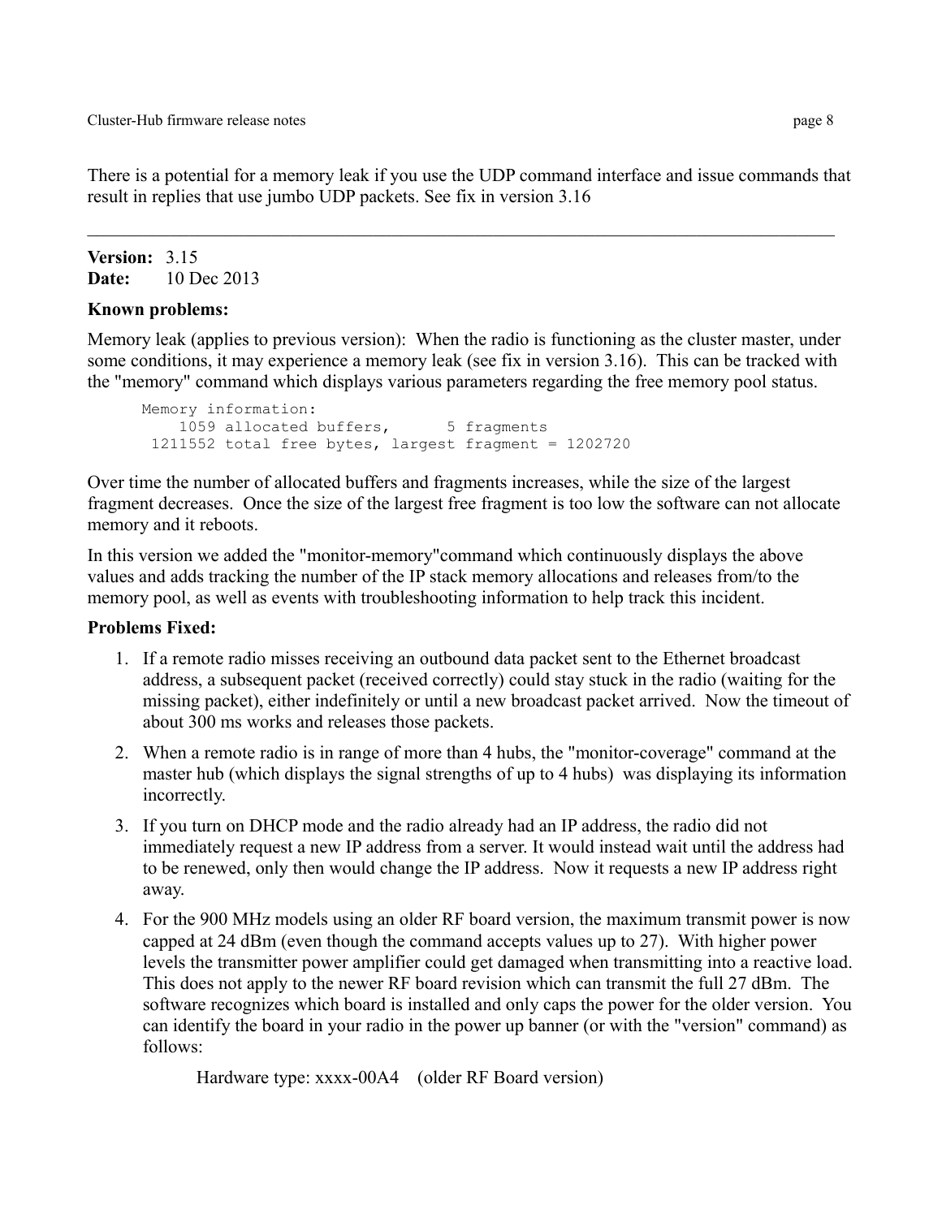There is a potential for a memory leak if you use the UDP command interface and issue commands that result in replies that use jumbo UDP packets. See fix in version 3.16

---

**Version:** 3.15
**Date:** 10 Dec 2013

**Known problems:**

Memory leak (applies to previous version): When the radio is functioning as the cluster master, under some conditions, it may experience a memory leak (see fix in version 3.16). This can be tracked with the "memory" command which displays various parameters regarding the free memory pool status.

```
Memory information:
    1059 allocated buffers,      5 fragments
 1211552 total free bytes, largest fragment = 1202720
```

Over time the number of allocated buffers and fragments increases, while the size of the largest fragment decreases. Once the size of the largest free fragment is too low the software can not allocate memory and it reboots.

In this version we added the "monitor-memory"command which continuously displays the above values and adds tracking the number of the IP stack memory allocations and releases from/to the memory pool, as well as events with troubleshooting information to help track this incident.

**Problems Fixed:**

1. If a remote radio misses receiving an outbound data packet sent to the Ethernet broadcast address, a subsequent packet (received correctly) could stay stuck in the radio (waiting for the missing packet), either indefinitely or until a new broadcast packet arrived. Now the timeout of about 300 ms works and releases those packets.
2. When a remote radio is in range of more than 4 hubs, the "monitor-coverage" command at the master hub (which displays the signal strengths of up to 4 hubs) was displaying its information incorrectly.
3. If you turn on DHCP mode and the radio already had an IP address, the radio did not immediately request a new IP address from a server. It would instead wait until the address had to be renewed, only then would change the IP address. Now it requests a new IP address right away.
4. For the 900 MHz models using an older RF board version, the maximum transmit power is now capped at 24 dBm (even though the command accepts values up to 27). With higher power levels the transmitter power amplifier could get damaged when transmitting into a reactive load. This does not apply to the newer RF board revision which can transmit the full 27 dBm. The software recognizes which board is installed and only caps the power for the older version. You can identify the board in your radio in the power up banner (or with the "version" command) as follows:

   Hardware type: xxxx-00A4 (older RF Board version)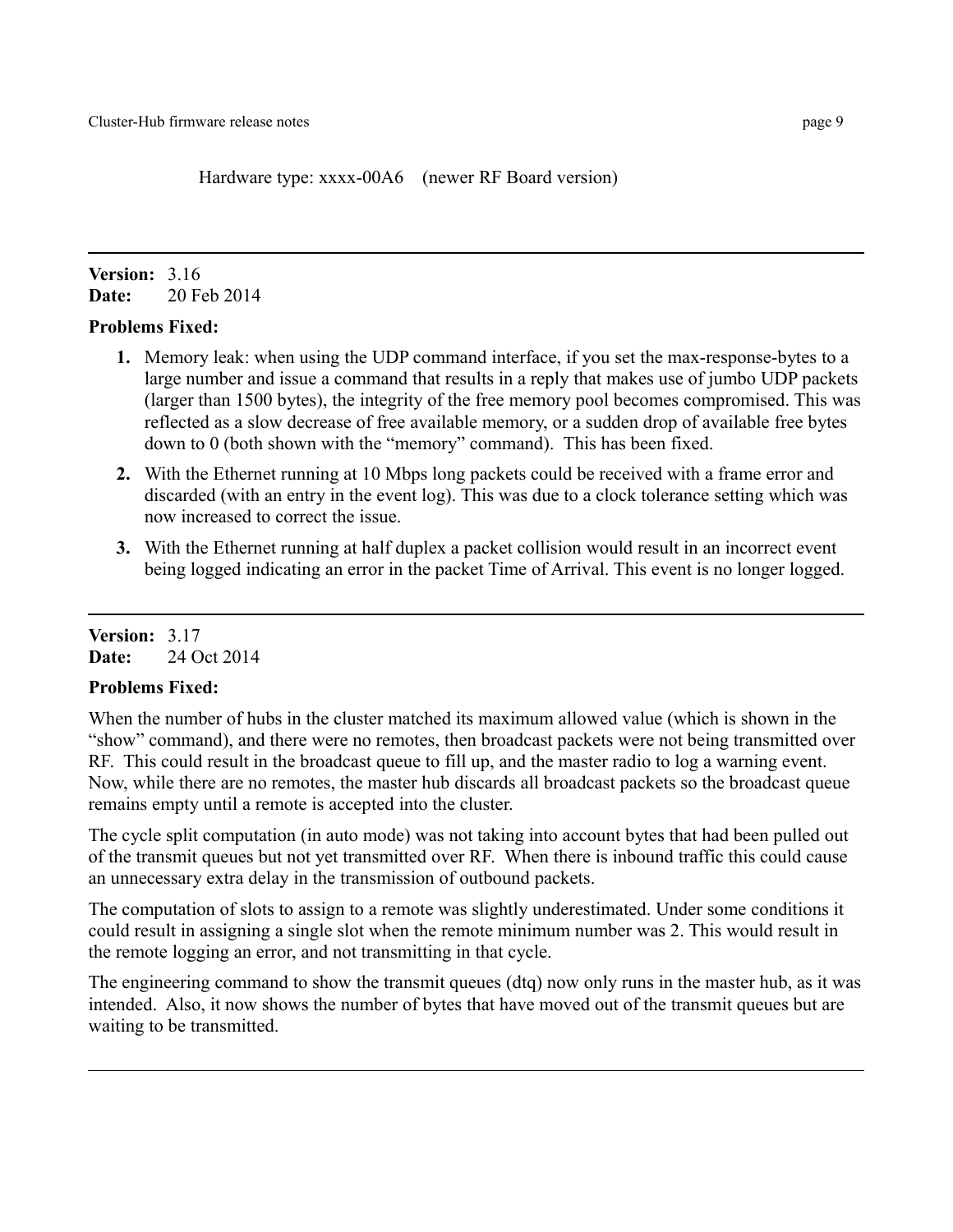Hardware type: xxxx-00A6    (newer RF Board version)

---

**Version:** 3.16
**Date:** 20 Feb 2014

**Problems Fixed:**

1. Memory leak: when using the UDP command interface, if you set the max-response-bytes to a large number and issue a command that results in a reply that makes use of jumbo UDP packets (larger than 1500 bytes), the integrity of the free memory pool becomes compromised. This was reflected as a slow decrease of free available memory, or a sudden drop of available free bytes down to 0 (both shown with the "memory" command). This has been fixed.
2. With the Ethernet running at 10 Mbps long packets could be received with a frame error and discarded (with an entry in the event log). This was due to a clock tolerance setting which was now increased to correct the issue.
3. With the Ethernet running at half duplex a packet collision would result in an incorrect event being logged indicating an error in the packet Time of Arrival. This event is no longer logged.

---

**Version:** 3.17
**Date:** 24 Oct 2014

**Problems Fixed:**

When the number of hubs in the cluster matched its maximum allowed value (which is shown in the "show" command), and there were no remotes, then broadcast packets were not being transmitted over RF. This could result in the broadcast queue to fill up, and the master radio to log a warning event. Now, while there are no remotes, the master hub discards all broadcast packets so the broadcast queue remains empty until a remote is accepted into the cluster.

The cycle split computation (in auto mode) was not taking into account bytes that had been pulled out of the transmit queues but not yet transmitted over RF. When there is inbound traffic this could cause an unnecessary extra delay in the transmission of outbound packets.

The computation of slots to assign to a remote was slightly underestimated. Under some conditions it could result in assigning a single slot when the remote minimum number was 2. This would result in the remote logging an error, and not transmitting in that cycle.

The engineering command to show the transmit queues (dtq) now only runs in the master hub, as it was intended. Also, it now shows the number of bytes that have moved out of the transmit queues but are waiting to be transmitted.

---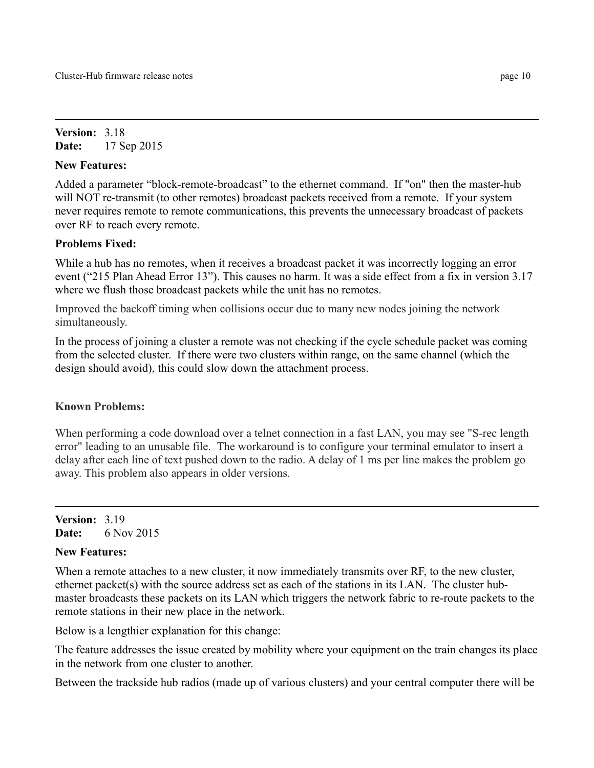---

**Version:** 3.18
**Date:** 17 Sep 2015

**New Features:**

Added a parameter “block-remote-broadcast” to the ethernet command. If "on" then the master-hub will NOT re-transmit (to other remotes) broadcast packets received from a remote. If your system never requires remote to remote communications, this prevents the unnecessary broadcast of packets over RF to reach every remote.

**Problems Fixed:**

While a hub has no remotes, when it receives a broadcast packet it was incorrectly logging an error event (“215 Plan Ahead Error 13”). This causes no harm. It was a side effect from a fix in version 3.17 where we flush those broadcast packets while the unit has no remotes.

Improved the backoff timing when collisions occur due to many new nodes joining the network simultaneously.

In the process of joining a cluster a remote was not checking if the cycle schedule packet was coming from the selected cluster. If there were two clusters within range, on the same channel (which the design should avoid), this could slow down the attachment process.

**Known Problems:**

When performing a code download over a telnet connection in a fast LAN, you may see "S-rec length error" leading to an unusable file. The workaround is to configure your terminal emulator to insert a delay after each line of text pushed down to the radio. A delay of 1 ms per line makes the problem go away. This problem also appears in older versions.

---

**Version:** 3.19
**Date:** 6 Nov 2015

**New Features:**

When a remote attaches to a new cluster, it now immediately transmits over RF, to the new cluster, ethernet packet(s) with the source address set as each of the stations in its LAN. The cluster hub-master broadcasts these packets on its LAN which triggers the network fabric to re-route packets to the remote stations in their new place in the network.

Below is a lengthier explanation for this change:

The feature addresses the issue created by mobility where your equipment on the train changes its place in the network from one cluster to another.

Between the trackside hub radios (made up of various clusters) and your central computer there will be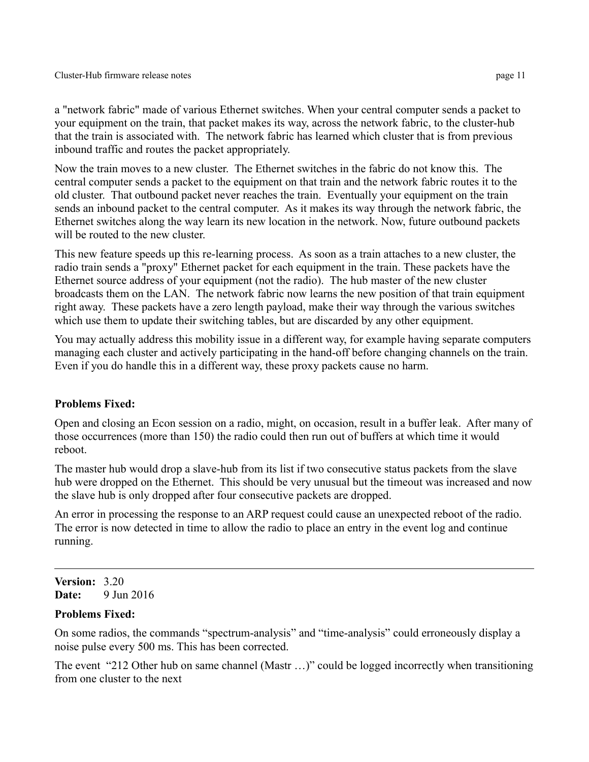a "network fabric" made of various Ethernet switches. When your central computer sends a packet to your equipment on the train, that packet makes its way, across the network fabric, to the cluster-hub that the train is associated with. The network fabric has learned which cluster that is from previous inbound traffic and routes the packet appropriately.

Now the train moves to a new cluster. The Ethernet switches in the fabric do not know this. The central computer sends a packet to the equipment on that train and the network fabric routes it to the old cluster. That outbound packet never reaches the train. Eventually your equipment on the train sends an inbound packet to the central computer. As it makes its way through the network fabric, the Ethernet switches along the way learn its new location in the network. Now, future outbound packets will be routed to the new cluster.

This new feature speeds up this re-learning process. As soon as a train attaches to a new cluster, the radio train sends a "proxy" Ethernet packet for each equipment in the train. These packets have the Ethernet source address of your equipment (not the radio). The hub master of the new cluster broadcasts them on the LAN. The network fabric now learns the new position of that train equipment right away. These packets have a zero length payload, make their way through the various switches which use them to update their switching tables, but are discarded by any other equipment.

You may actually address this mobility issue in a different way, for example having separate computers managing each cluster and actively participating in the hand-off before changing channels on the train. Even if you do handle this in a different way, these proxy packets cause no harm.

**Problems Fixed:**

Open and closing an Econ session on a radio, might, on occasion, result in a buffer leak. After many of those occurrences (more than 150) the radio could then run out of buffers at which time it would reboot.

The master hub would drop a slave-hub from its list if two consecutive status packets from the slave hub were dropped on the Ethernet. This should be very unusual but the timeout was increased and now the slave hub is only dropped after four consecutive packets are dropped.

An error in processing the response to an ARP request could cause an unexpected reboot of the radio. The error is now detected in time to allow the radio to place an entry in the event log and continue running.

---

**Version:** 3.20
**Date:** 9 Jun 2016

**Problems Fixed:**

On some radios, the commands “spectrum-analysis” and “time-analysis” could erroneously display a noise pulse every 500 ms. This has been corrected.

The event “212 Other hub on same channel (Mastr …)” could be logged incorrectly when transitioning from one cluster to the next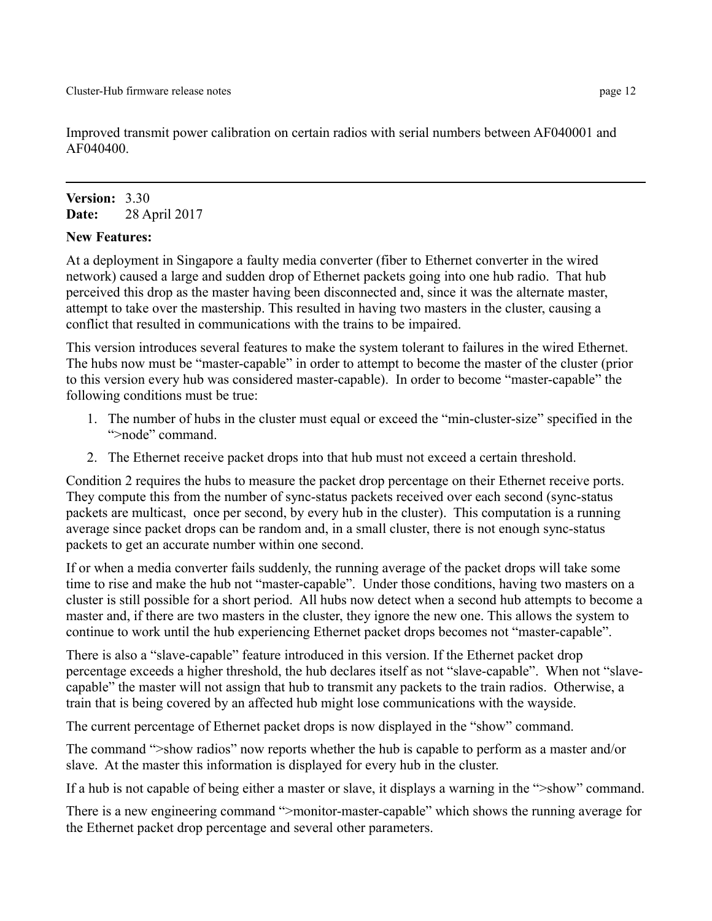Improved transmit power calibration on certain radios with serial numbers between AF040001 and AF040400.

---

**Version:** 3.30
**Date:** 28 April 2017

**New Features:**

At a deployment in Singapore a faulty media converter (fiber to Ethernet converter in the wired network) caused a large and sudden drop of Ethernet packets going into one hub radio. That hub perceived this drop as the master having been disconnected and, since it was the alternate master, attempt to take over the mastership. This resulted in having two masters in the cluster, causing a conflict that resulted in communications with the trains to be impaired.

This version introduces several features to make the system tolerant to failures in the wired Ethernet. The hubs now must be "master-capable" in order to attempt to become the master of the cluster (prior to this version every hub was considered master-capable). In order to become "master-capable" the following conditions must be true:

1. The number of hubs in the cluster must equal or exceed the "min-cluster-size" specified in the ">node" command.
2. The Ethernet receive packet drops into that hub must not exceed a certain threshold.

Condition 2 requires the hubs to measure the packet drop percentage on their Ethernet receive ports. They compute this from the number of sync-status packets received over each second (sync-status packets are multicast, once per second, by every hub in the cluster). This computation is a running average since packet drops can be random and, in a small cluster, there is not enough sync-status packets to get an accurate number within one second.

If or when a media converter fails suddenly, the running average of the packet drops will take some time to rise and make the hub not "master-capable". Under those conditions, having two masters on a cluster is still possible for a short period. All hubs now detect when a second hub attempts to become a master and, if there are two masters in the cluster, they ignore the new one. This allows the system to continue to work until the hub experiencing Ethernet packet drops becomes not "master-capable".

There is also a "slave-capable" feature introduced in this version. If the Ethernet packet drop percentage exceeds a higher threshold, the hub declares itself as not "slave-capable". When not "slave-capable" the master will not assign that hub to transmit any packets to the train radios. Otherwise, a train that is being covered by an affected hub might lose communications with the wayside.

The current percentage of Ethernet packet drops is now displayed in the "show" command.

The command ">show radios" now reports whether the hub is capable to perform as a master and/or slave. At the master this information is displayed for every hub in the cluster.

If a hub is not capable of being either a master or slave, it displays a warning in the ">show" command.

There is a new engineering command ">monitor-master-capable" which shows the running average for the Ethernet packet drop percentage and several other parameters.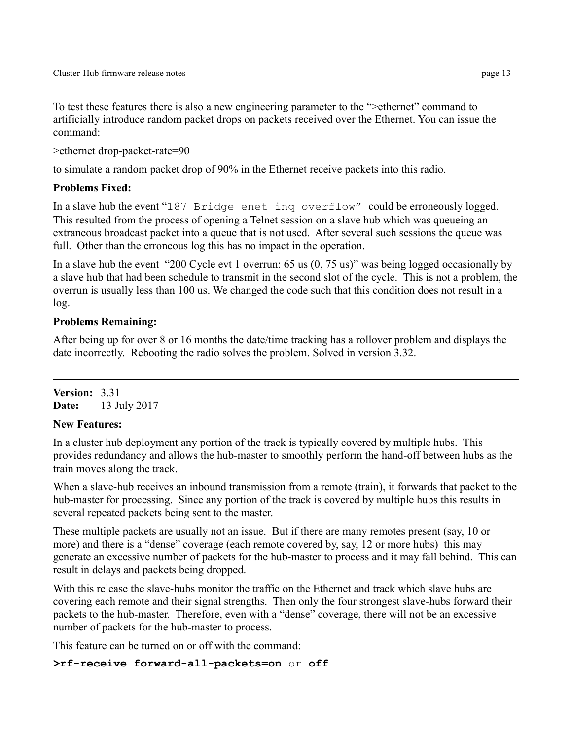To test these features there is also a new engineering parameter to the ">ethernet" command to artificially introduce random packet drops on packets received over the Ethernet. You can issue the command:

>ethernet drop-packet-rate=90

to simulate a random packet drop of 90% in the Ethernet receive packets into this radio.

**Problems Fixed:**

In a slave hub the event "`187 Bridge enet inq overflow`" could be erroneously logged. This resulted from the process of opening a Telnet session on a slave hub which was queueing an extraneous broadcast packet into a queue that is not used. After several such sessions the queue was full. Other than the erroneous log this has no impact in the operation.

In a slave hub the event "200 Cycle evt 1 overrun: 65 us (0, 75 us)" was being logged occasionally by a slave hub that had been schedule to transmit in the second slot of the cycle. This is not a problem, the overrun is usually less than 100 us. We changed the code such that this condition does not result in a log.

**Problems Remaining:**

After being up for over 8 or 16 months the date/time tracking has a rollover problem and displays the date incorrectly. Rebooting the radio solves the problem. Solved in version 3.32.

---

**Version:** 3.31
**Date:** 13 July 2017

**New Features:**

In a cluster hub deployment any portion of the track is typically covered by multiple hubs. This provides redundancy and allows the hub-master to smoothly perform the hand-off between hubs as the train moves along the track.

When a slave-hub receives an inbound transmission from a remote (train), it forwards that packet to the hub-master for processing. Since any portion of the track is covered by multiple hubs this results in several repeated packets being sent to the master.

These multiple packets are usually not an issue. But if there are many remotes present (say, 10 or more) and there is a "dense" coverage (each remote covered by, say, 12 or more hubs) this may generate an excessive number of packets for the hub-master to process and it may fall behind. This can result in delays and packets being dropped.

With this release the slave-hubs monitor the traffic on the Ethernet and track which slave hubs are covering each remote and their signal strengths. Then only the four strongest slave-hubs forward their packets to the hub-master. Therefore, even with a "dense" coverage, there will not be an excessive number of packets for the hub-master to process.

This feature can be turned on or off with the command:

**`>rf-receive forward-all-packets=on`** `or` **`off`**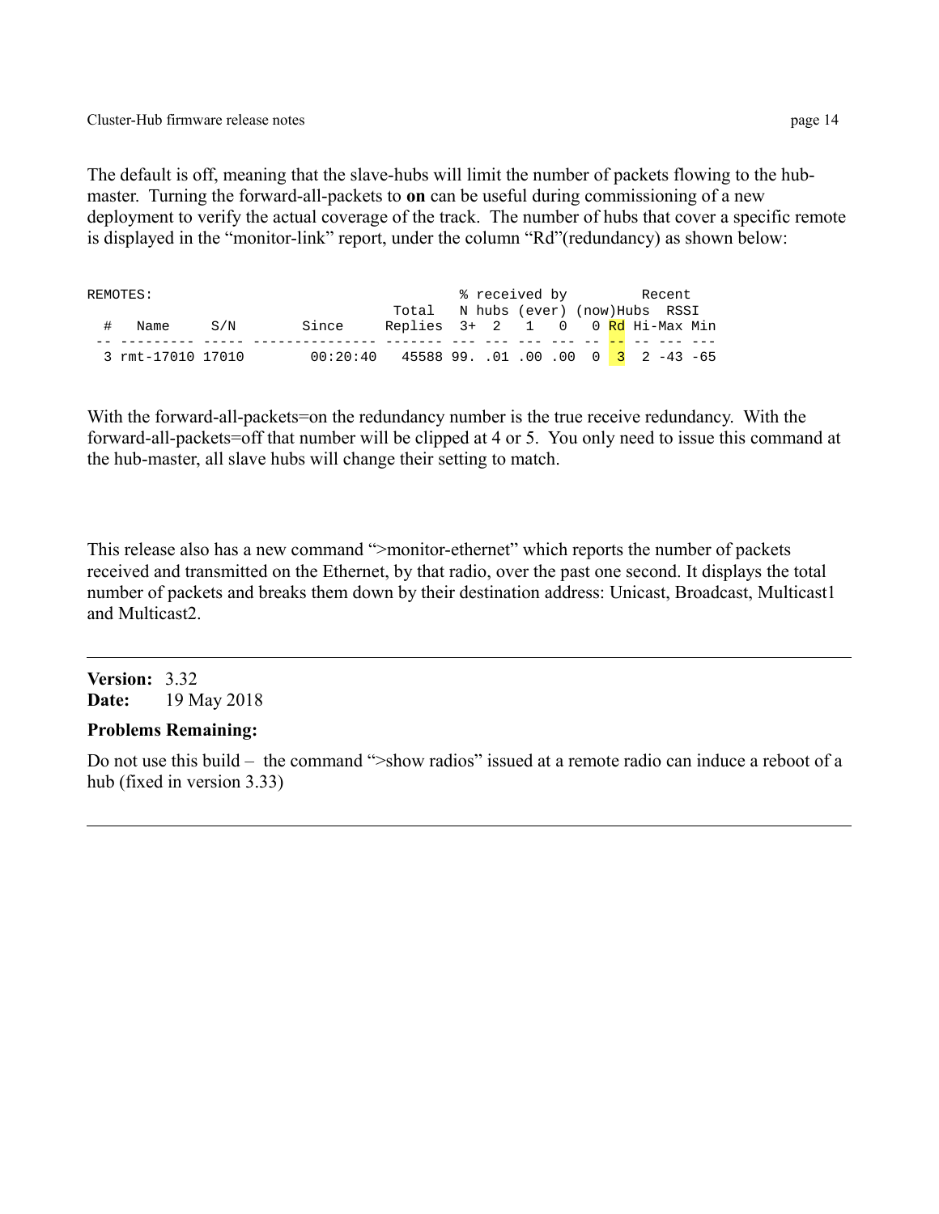The default is off, meaning that the slave-hubs will limit the number of packets flowing to the hub-master. Turning the forward-all-packets to **on** can be useful during commissioning of a new deployment to verify the actual coverage of the track. The number of hubs that cover a specific remote is displayed in the "monitor-link" report, under the column "Rd"(redundancy) as shown below:

```
REMOTES:                                       % received by         Recent
                                       Total   N hubs (ever) (now)Hubs  RSSI
 #   Name     S/N        Since       Replies  3+  2   1   0   0 Rd Hi-Max Min
 -- --------- ----- --------------- ------- --- --- --- --- -- -- -- --- ---
  3 rmt-17010 17010        00:20:40   45588 99. .01 .00 .00  0  3  2 -43 -65
```

With the forward-all-packets=on the redundancy number is the true receive redundancy. With the forward-all-packets=off that number will be clipped at 4 or 5. You only need to issue this command at the hub-master, all slave hubs will change their setting to match.

This release also has a new command ">monitor-ethernet" which reports the number of packets received and transmitted on the Ethernet, by that radio, over the past one second. It displays the total number of packets and breaks them down by their destination address: Unicast, Broadcast, Multicast1 and Multicast2.

---

**Version:** 3.32
**Date:** 19 May 2018

**Problems Remaining:**

Do not use this build – the command ">show radios" issued at a remote radio can induce a reboot of a hub (fixed in version 3.33)

---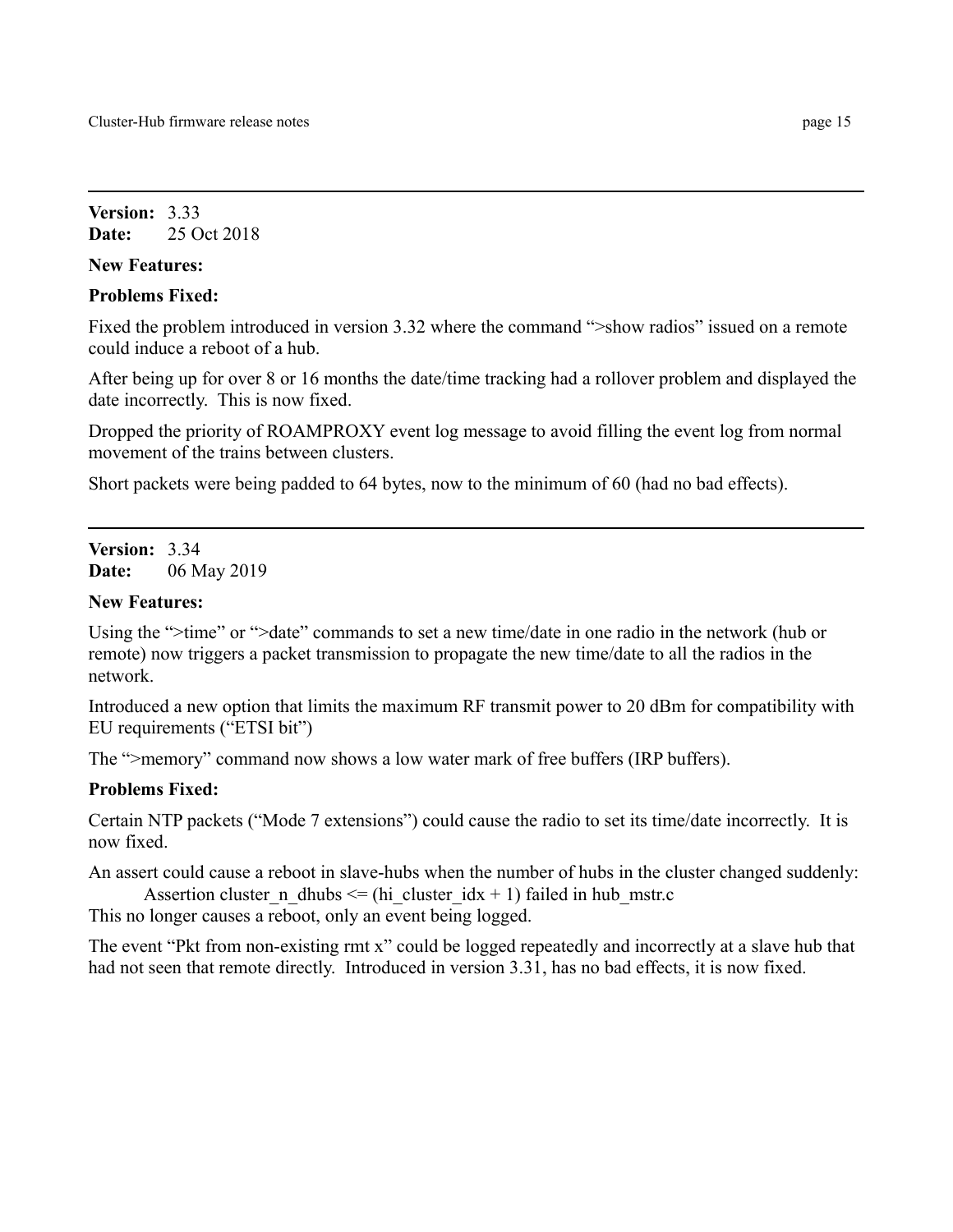---

**Version:** 3.33
**Date:** 25 Oct 2018

**New Features:**

**Problems Fixed:**

Fixed the problem introduced in version 3.32 where the command ">show radios" issued on a remote could induce a reboot of a hub.

After being up for over 8 or 16 months the date/time tracking had a rollover problem and displayed the date incorrectly. This is now fixed.

Dropped the priority of ROAMPROXY event log message to avoid filling the event log from normal movement of the trains between clusters.

Short packets were being padded to 64 bytes, now to the minimum of 60 (had no bad effects).

---

**Version:** 3.34
**Date:** 06 May 2019

**New Features:**

Using the ">time" or ">date" commands to set a new time/date in one radio in the network (hub or remote) now triggers a packet transmission to propagate the new time/date to all the radios in the network.

Introduced a new option that limits the maximum RF transmit power to 20 dBm for compatibility with EU requirements ("ETSI bit")

The ">memory" command now shows a low water mark of free buffers (IRP buffers).

**Problems Fixed:**

Certain NTP packets ("Mode 7 extensions") could cause the radio to set its time/date incorrectly. It is now fixed.

An assert could cause a reboot in slave-hubs when the number of hubs in the cluster changed suddenly:

    Assertion cluster_n_dhubs <= (hi_cluster_idx + 1) failed in hub_mstr.c

This no longer causes a reboot, only an event being logged.

The event "Pkt from non-existing rmt x" could be logged repeatedly and incorrectly at a slave hub that had not seen that remote directly. Introduced in version 3.31, has no bad effects, it is now fixed.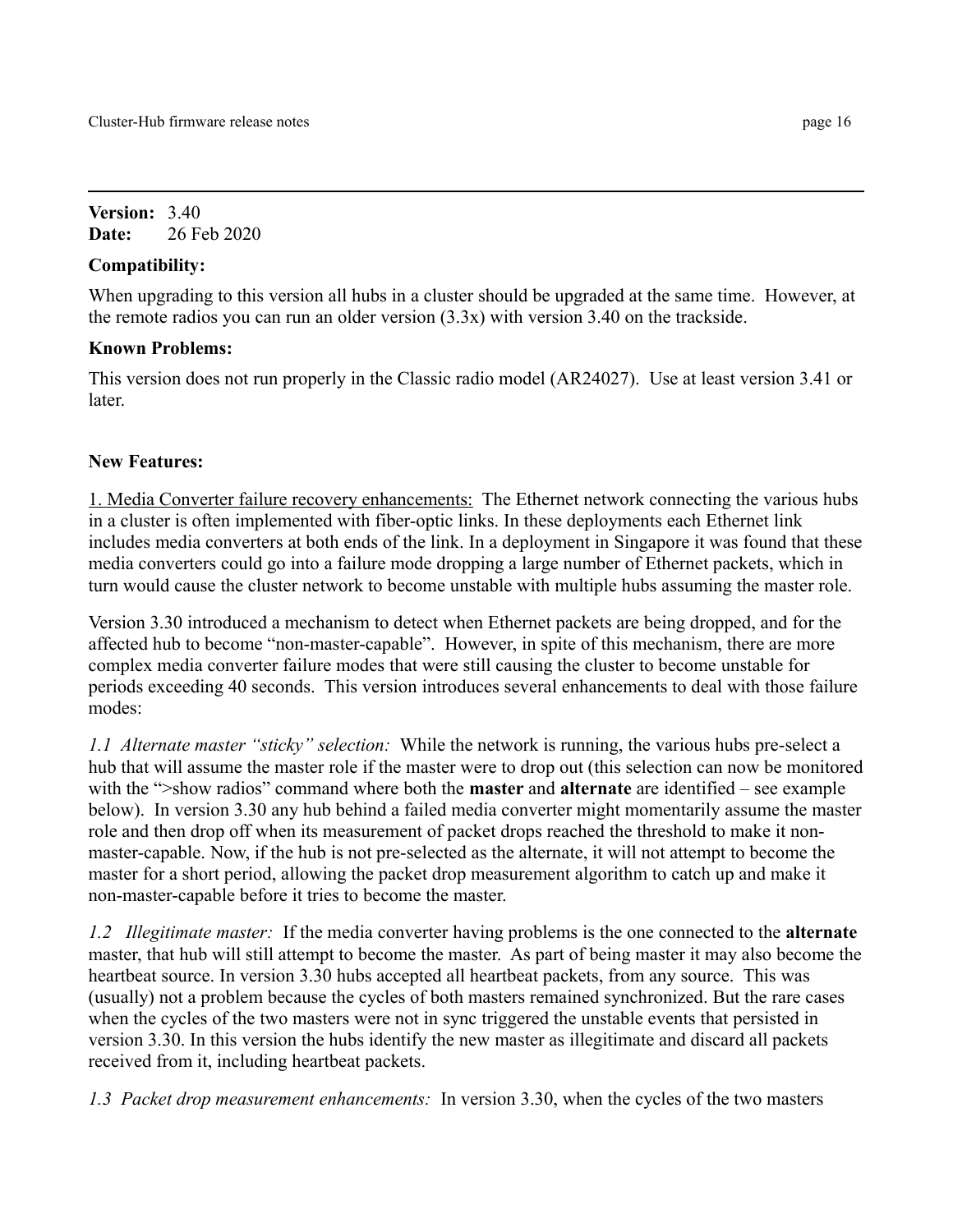**Version:** 3.40
**Date:** 26 Feb 2020

**Compatibility:**

When upgrading to this version all hubs in a cluster should be upgraded at the same time. However, at the remote radios you can run an older version (3.3x) with version 3.40 on the trackside.

**Known Problems:**

This version does not run properly in the Classic radio model (AR24027). Use at least version 3.41 or later.

**New Features:**

<u>1. Media Converter failure recovery enhancements:</u> The Ethernet network connecting the various hubs in a cluster is often implemented with fiber-optic links. In these deployments each Ethernet link includes media converters at both ends of the link. In a deployment in Singapore it was found that these media converters could go into a failure mode dropping a large number of Ethernet packets, which in turn would cause the cluster network to become unstable with multiple hubs assuming the master role.

Version 3.30 introduced a mechanism to detect when Ethernet packets are being dropped, and for the affected hub to become "non-master-capable". However, in spite of this mechanism, there are more complex media converter failure modes that were still causing the cluster to become unstable for periods exceeding 40 seconds. This version introduces several enhancements to deal with those failure modes:

*1.1 Alternate master "sticky" selection:* While the network is running, the various hubs pre-select a hub that will assume the master role if the master were to drop out (this selection can now be monitored with the ">show radios" command where both the **master** and **alternate** are identified – see example below). In version 3.30 any hub behind a failed media converter might momentarily assume the master role and then drop off when its measurement of packet drops reached the threshold to make it non-master-capable. Now, if the hub is not pre-selected as the alternate, it will not attempt to become the master for a short period, allowing the packet drop measurement algorithm to catch up and make it non-master-capable before it tries to become the master.

*1.2 Illegitimate master:* If the media converter having problems is the one connected to the **alternate** master, that hub will still attempt to become the master. As part of being master it may also become the heartbeat source. In version 3.30 hubs accepted all heartbeat packets, from any source. This was (usually) not a problem because the cycles of both masters remained synchronized. But the rare cases when the cycles of the two masters were not in sync triggered the unstable events that persisted in version 3.30. In this version the hubs identify the new master as illegitimate and discard all packets received from it, including heartbeat packets.

*1.3 Packet drop measurement enhancements:* In version 3.30, when the cycles of the two masters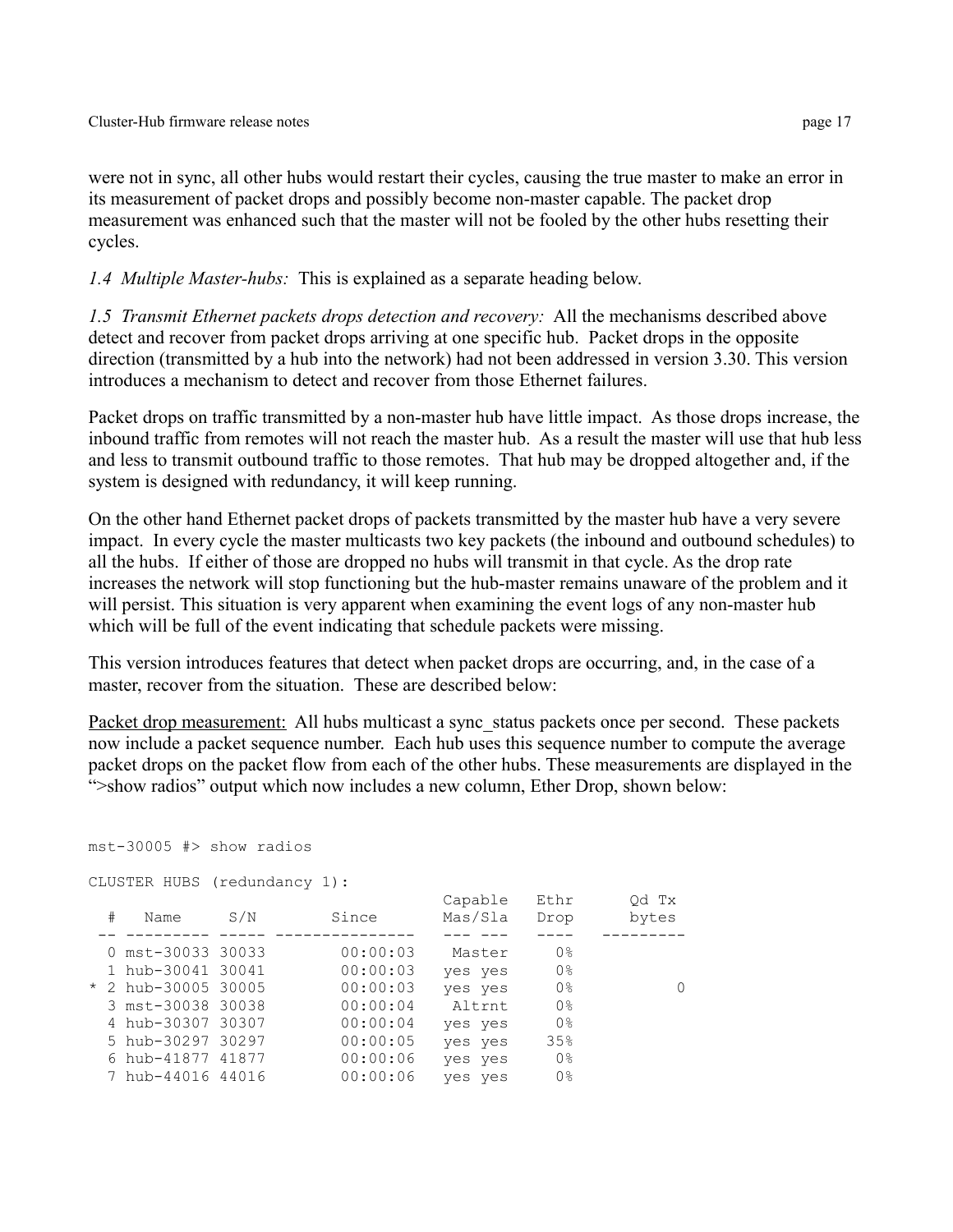were not in sync, all other hubs would restart their cycles, causing the true master to make an error in its measurement of packet drops and possibly become non-master capable. The packet drop measurement was enhanced such that the master will not be fooled by the other hubs resetting their cycles.

*1.4 Multiple Master-hubs:* This is explained as a separate heading below.

*1.5 Transmit Ethernet packets drops detection and recovery:* All the mechanisms described above detect and recover from packet drops arriving at one specific hub. Packet drops in the opposite direction (transmitted by a hub into the network) had not been addressed in version 3.30. This version introduces a mechanism to detect and recover from those Ethernet failures.

Packet drops on traffic transmitted by a non-master hub have little impact. As those drops increase, the inbound traffic from remotes will not reach the master hub. As a result the master will use that hub less and less to transmit outbound traffic to those remotes. That hub may be dropped altogether and, if the system is designed with redundancy, it will keep running.

On the other hand Ethernet packet drops of packets transmitted by the master hub have a very severe impact. In every cycle the master multicasts two key packets (the inbound and outbound schedules) to all the hubs. If either of those are dropped no hubs will transmit in that cycle. As the drop rate increases the network will stop functioning but the hub-master remains unaware of the problem and it will persist. This situation is very apparent when examining the event logs of any non-master hub which will be full of the event indicating that schedule packets were missing.

This version introduces features that detect when packet drops are occurring, and, in the case of a master, recover from the situation. These are described below:

<u>Packet drop measurement:</u> All hubs multicast a sync_status packets once per second. These packets now include a packet sequence number. Each hub uses this sequence number to compute the average packet drops on the packet flow from each of the other hubs. These measurements are displayed in the ">show radios" output which now includes a new column, Ether Drop, shown below:

```
mst-30005 #> show radios

CLUSTER HUBS (redundancy 1):
                                         Capable   Ethr      Qd Tx
  #   Name      S/N        Since         Mas/Sla   Drop      bytes
 -- --------- ----- ---------------      --- ---   ----    ---------
  0 mst-30033 30033        00:00:03       Master     0%
  1 hub-30041 30041        00:00:03      yes yes     0%
* 2 hub-30005 30005        00:00:03      yes yes     0%            0
  3 mst-30038 30038        00:00:04       Altrnt     0%
  4 hub-30307 30307        00:00:04      yes yes     0%
  5 hub-30297 30297        00:00:05      yes yes    35%
  6 hub-41877 41877        00:00:06      yes yes     0%
  7 hub-44016 44016        00:00:06      yes yes     0%
```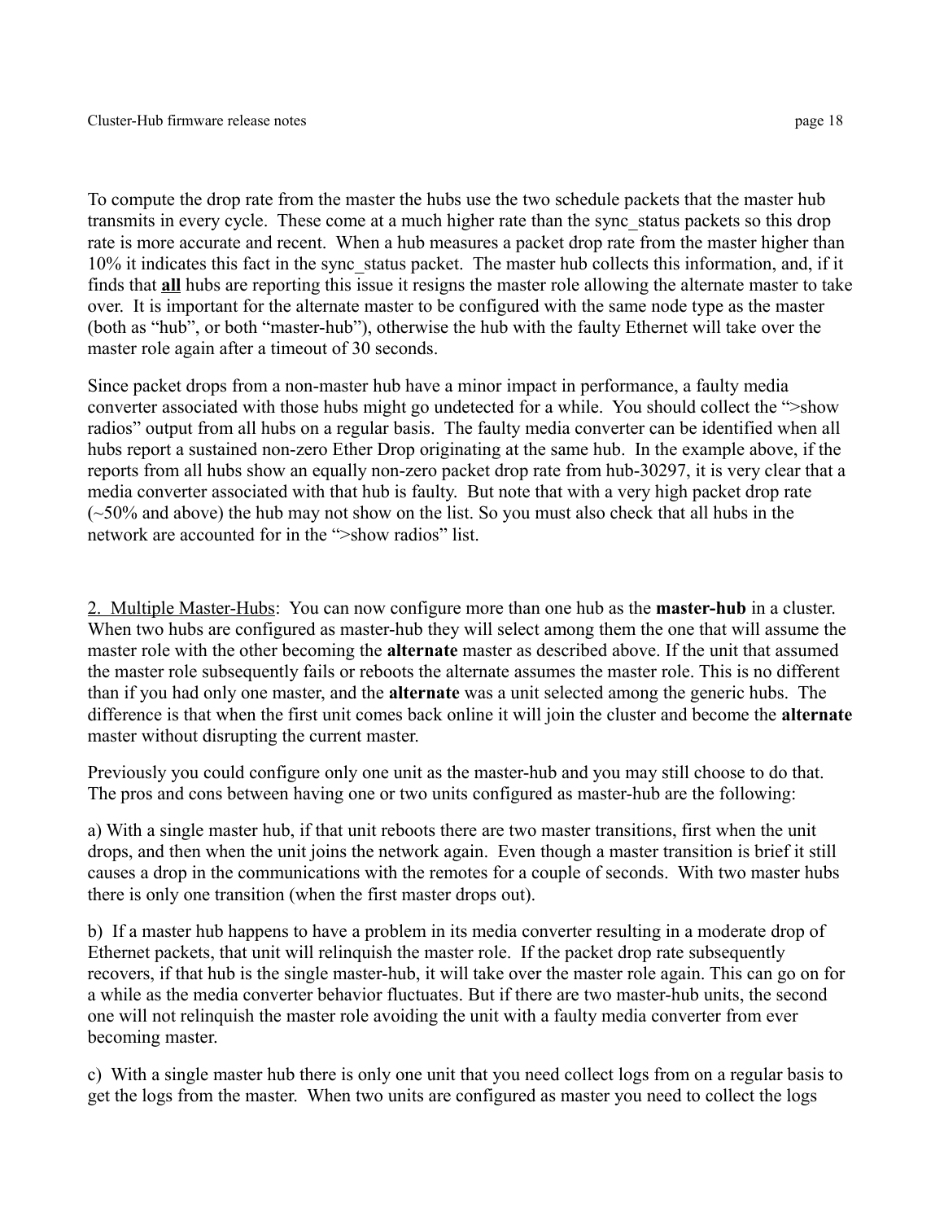To compute the drop rate from the master the hubs use the two schedule packets that the master hub transmits in every cycle. These come at a much higher rate than the sync_status packets so this drop rate is more accurate and recent. When a hub measures a packet drop rate from the master higher than 10% it indicates this fact in the sync_status packet. The master hub collects this information, and, if it finds that **all** hubs are reporting this issue it resigns the master role allowing the alternate master to take over. It is important for the alternate master to be configured with the same node type as the master (both as "hub", or both "master-hub"), otherwise the hub with the faulty Ethernet will take over the master role again after a timeout of 30 seconds.

Since packet drops from a non-master hub have a minor impact in performance, a faulty media converter associated with those hubs might go undetected for a while. You should collect the ">show radios" output from all hubs on a regular basis. The faulty media converter can be identified when all hubs report a sustained non-zero Ether Drop originating at the same hub. In the example above, if the reports from all hubs show an equally non-zero packet drop rate from hub-30297, it is very clear that a media converter associated with that hub is faulty. But note that with a very high packet drop rate (~50% and above) the hub may not show on the list. So you must also check that all hubs in the network are accounted for in the ">show radios" list.

2. Multiple Master-Hubs: You can now configure more than one hub as the **master-hub** in a cluster. When two hubs are configured as master-hub they will select among them the one that will assume the master role with the other becoming the **alternate** master as described above. If the unit that assumed the master role subsequently fails or reboots the alternate assumes the master role. This is no different than if you had only one master, and the **alternate** was a unit selected among the generic hubs. The difference is that when the first unit comes back online it will join the cluster and become the **alternate** master without disrupting the current master.

Previously you could configure only one unit as the master-hub and you may still choose to do that. The pros and cons between having one or two units configured as master-hub are the following:

a) With a single master hub, if that unit reboots there are two master transitions, first when the unit drops, and then when the unit joins the network again. Even though a master transition is brief it still causes a drop in the communications with the remotes for a couple of seconds. With two master hubs there is only one transition (when the first master drops out).

b) If a master hub happens to have a problem in its media converter resulting in a moderate drop of Ethernet packets, that unit will relinquish the master role. If the packet drop rate subsequently recovers, if that hub is the single master-hub, it will take over the master role again. This can go on for a while as the media converter behavior fluctuates. But if there are two master-hub units, the second one will not relinquish the master role avoiding the unit with a faulty media converter from ever becoming master.

c) With a single master hub there is only one unit that you need collect logs from on a regular basis to get the logs from the master. When two units are configured as master you need to collect the logs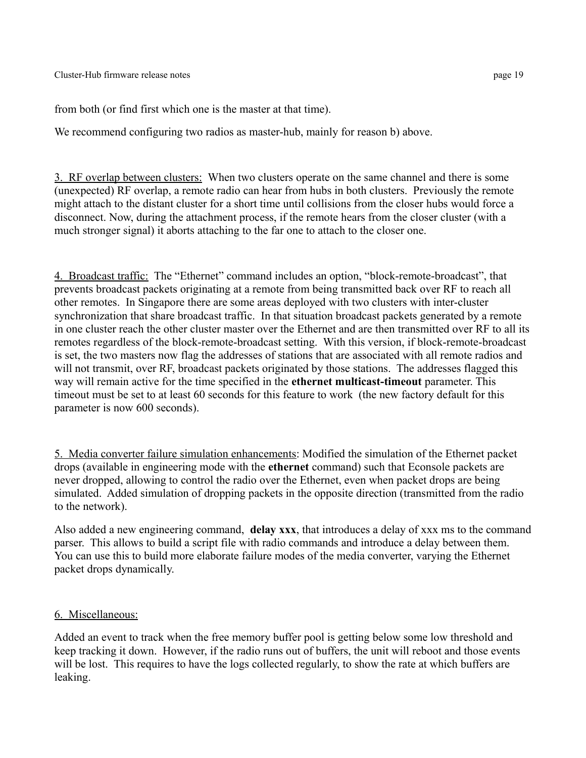from both (or find first which one is the master at that time).

We recommend configuring two radios as master-hub, mainly for reason b) above.

3. RF overlap between clusters: When two clusters operate on the same channel and there is some (unexpected) RF overlap, a remote radio can hear from hubs in both clusters. Previously the remote might attach to the distant cluster for a short time until collisions from the closer hubs would force a disconnect. Now, during the attachment process, if the remote hears from the closer cluster (with a much stronger signal) it aborts attaching to the far one to attach to the closer one.

4. Broadcast traffic: The “Ethernet” command includes an option, “block-remote-broadcast”, that prevents broadcast packets originating at a remote from being transmitted back over RF to reach all other remotes. In Singapore there are some areas deployed with two clusters with inter-cluster synchronization that share broadcast traffic. In that situation broadcast packets generated by a remote in one cluster reach the other cluster master over the Ethernet and are then transmitted over RF to all its remotes regardless of the block-remote-broadcast setting. With this version, if block-remote-broadcast is set, the two masters now flag the addresses of stations that are associated with all remote radios and will not transmit, over RF, broadcast packets originated by those stations. The addresses flagged this way will remain active for the time specified in the **ethernet multicast-timeout** parameter. This timeout must be set to at least 60 seconds for this feature to work (the new factory default for this parameter is now 600 seconds).

5. Media converter failure simulation enhancements: Modified the simulation of the Ethernet packet drops (available in engineering mode with the **ethernet** command) such that Econsole packets are never dropped, allowing to control the radio over the Ethernet, even when packet drops are being simulated. Added simulation of dropping packets in the opposite direction (transmitted from the radio to the network).

Also added a new engineering command, **delay xxx**, that introduces a delay of xxx ms to the command parser. This allows to build a script file with radio commands and introduce a delay between them. You can use this to build more elaborate failure modes of the media converter, varying the Ethernet packet drops dynamically.

6. Miscellaneous:

Added an event to track when the free memory buffer pool is getting below some low threshold and keep tracking it down. However, if the radio runs out of buffers, the unit will reboot and those events will be lost. This requires to have the logs collected regularly, to show the rate at which buffers are leaking.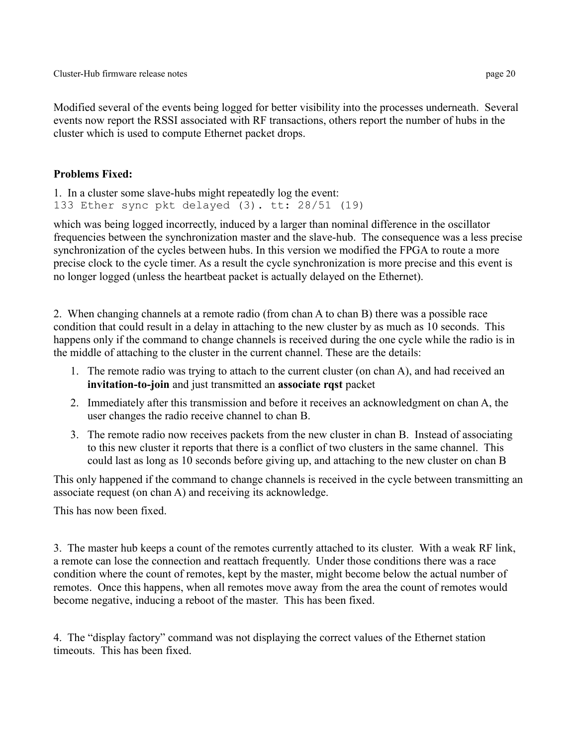Modified several of the events being logged for better visibility into the processes underneath. Several events now report the RSSI associated with RF transactions, others report the number of hubs in the cluster which is used to compute Ethernet packet drops.

**Problems Fixed:**

1. In a cluster some slave-hubs might repeatedly log the event:

```
133 Ether sync pkt delayed (3). tt: 28/51 (19)
```

which was being logged incorrectly, induced by a larger than nominal difference in the oscillator frequencies between the synchronization master and the slave-hub. The consequence was a less precise synchronization of the cycles between hubs. In this version we modified the FPGA to route a more precise clock to the cycle timer. As a result the cycle synchronization is more precise and this event is no longer logged (unless the heartbeat packet is actually delayed on the Ethernet).

2. When changing channels at a remote radio (from chan A to chan B) there was a possible race condition that could result in a delay in attaching to the new cluster by as much as 10 seconds. This happens only if the command to change channels is received during the one cycle while the radio is in the middle of attaching to the cluster in the current channel. These are the details:

   1. The remote radio was trying to attach to the current cluster (on chan A), and had received an **invitation-to-join** and just transmitted an **associate rqst** packet
   2. Immediately after this transmission and before it receives an acknowledgment on chan A, the user changes the radio receive channel to chan B.
   3. The remote radio now receives packets from the new cluster in chan B. Instead of associating to this new cluster it reports that there is a conflict of two clusters in the same channel. This could last as long as 10 seconds before giving up, and attaching to the new cluster on chan B

This only happened if the command to change channels is received in the cycle between transmitting an associate request (on chan A) and receiving its acknowledge.

This has now been fixed.

3. The master hub keeps a count of the remotes currently attached to its cluster. With a weak RF link, a remote can lose the connection and reattach frequently. Under those conditions there was a race condition where the count of remotes, kept by the master, might become below the actual number of remotes. Once this happens, when all remotes move away from the area the count of remotes would become negative, inducing a reboot of the master. This has been fixed.

4. The "display factory" command was not displaying the correct values of the Ethernet station timeouts. This has been fixed.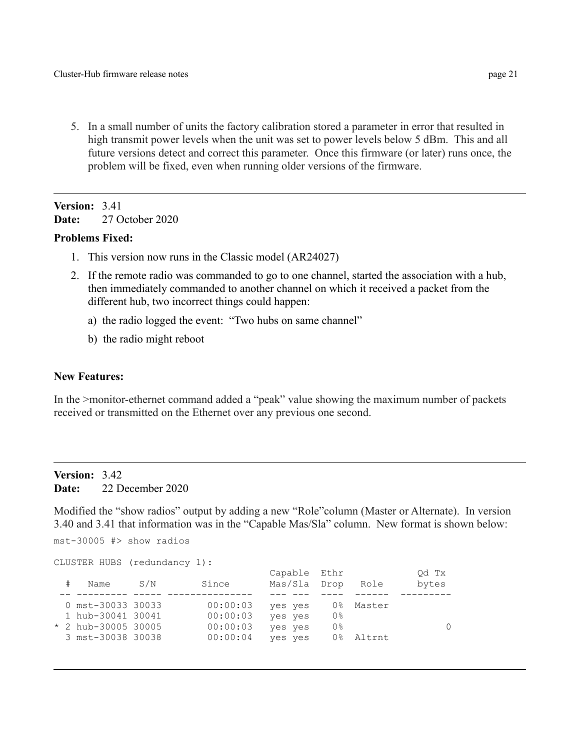5. In a small number of units the factory calibration stored a parameter in error that resulted in high transmit power levels when the unit was set to power levels below 5 dBm. This and all future versions detect and correct this parameter. Once this firmware (or later) runs once, the problem will be fixed, even when running older versions of the firmware.

---

**Version:** 3.41
**Date:** 27 October 2020

**Problems Fixed:**

1. This version now runs in the Classic model (AR24027)
2. If the remote radio was commanded to go to one channel, started the association with a hub, then immediately commanded to another channel on which it received a packet from the different hub, two incorrect things could happen:
   a) the radio logged the event: "Two hubs on same channel"
   b) the radio might reboot

**New Features:**

In the >monitor-ethernet command added a "peak" value showing the maximum number of packets received or transmitted on the Ethernet over any previous one second.

---

**Version:** 3.42
**Date:** 22 December 2020

Modified the "show radios" output by adding a new "Role"column (Master or Alternate). In version 3.40 and 3.41 that information was in the "Capable Mas/Sla" column. New format is shown below:

```
mst-30005 #> show radios

CLUSTER HUBS (redundancy 1):
                                          Capable  Ethr              Qd Tx
  #   Name      S/N         Since         Mas/Sla  Drop   Role       bytes
 -- --------- ----- ---------------       --- ---  ----  ------  ---------
  0 mst-30033 30033        00:00:03       yes yes    0%  Master
  1 hub-30041 30041        00:00:03       yes yes    0%
* 2 hub-30005 30005        00:00:03       yes yes    0%                  0
  3 mst-30038 30038        00:00:04       yes yes    0%  Altrnt
```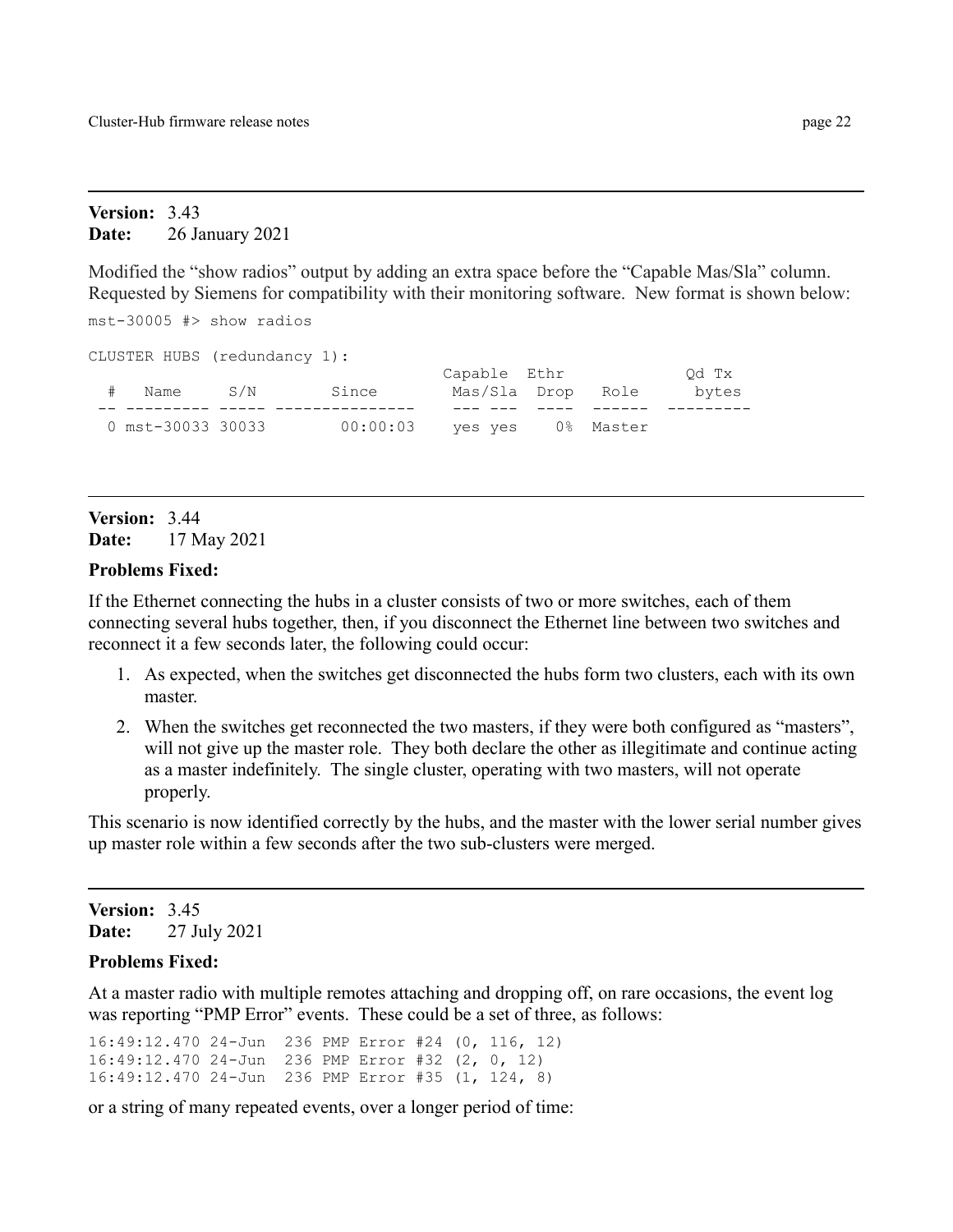---

**Version:** 3.43
**Date:** 26 January 2021

Modified the "show radios" output by adding an extra space before the "Capable Mas/Sla" column. Requested by Siemens for compatibility with their monitoring software. New format is shown below:

```
mst-30005 #> show radios

CLUSTER HUBS (redundancy 1):
                                       Capable  Ethr            Qd Tx
  #   Name      S/N        Since        Mas/Sla  Drop   Role     bytes
 -- --------- ----- ---------------    --- ---  ----  ------  ---------
  0 mst-30033 30033        00:00:03    yes yes    0%  Master
```

---

**Version:** 3.44
**Date:** 17 May 2021

**Problems Fixed:**

If the Ethernet connecting the hubs in a cluster consists of two or more switches, each of them connecting several hubs together, then, if you disconnect the Ethernet line between two switches and reconnect it a few seconds later, the following could occur:

1. As expected, when the switches get disconnected the hubs form two clusters, each with its own master.
2. When the switches get reconnected the two masters, if they were both configured as "masters", will not give up the master role. They both declare the other as illegitimate and continue acting as a master indefinitely. The single cluster, operating with two masters, will not operate properly.

This scenario is now identified correctly by the hubs, and the master with the lower serial number gives up master role within a few seconds after the two sub-clusters were merged.

---

**Version:** 3.45
**Date:** 27 July 2021

**Problems Fixed:**

At a master radio with multiple remotes attaching and dropping off, on rare occasions, the event log was reporting "PMP Error" events. These could be a set of three, as follows:

```
16:49:12.470 24-Jun  236 PMP Error #24 (0, 116, 12)
16:49:12.470 24-Jun  236 PMP Error #32 (2, 0, 12)
16:49:12.470 24-Jun  236 PMP Error #35 (1, 124, 8)
```

or a string of many repeated events, over a longer period of time: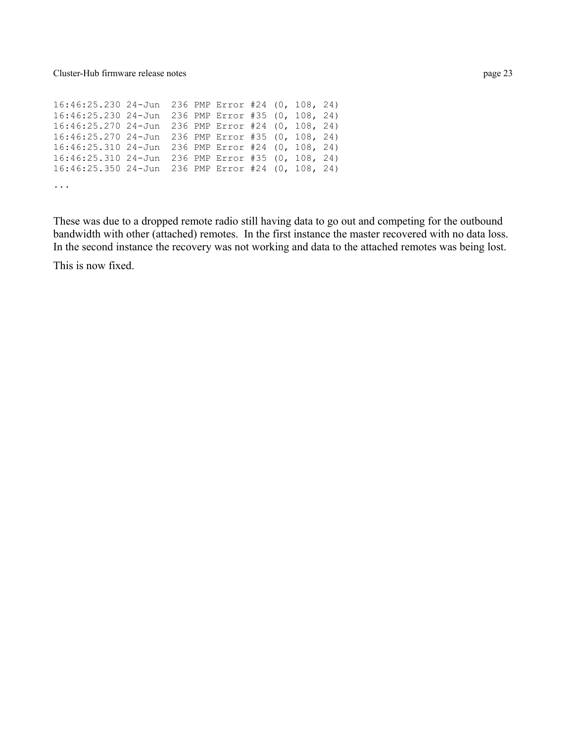```
16:46:25.230 24-Jun  236 PMP Error #24 (0, 108, 24)
16:46:25.230 24-Jun  236 PMP Error #35 (0, 108, 24)
16:46:25.270 24-Jun  236 PMP Error #24 (0, 108, 24)
16:46:25.270 24-Jun  236 PMP Error #35 (0, 108, 24)
16:46:25.310 24-Jun  236 PMP Error #24 (0, 108, 24)
16:46:25.310 24-Jun  236 PMP Error #35 (0, 108, 24)
16:46:25.350 24-Jun  236 PMP Error #24 (0, 108, 24)
...
```

These was due to a dropped remote radio still having data to go out and competing for the outbound bandwidth with other (attached) remotes. In the first instance the master recovered with no data loss. In the second instance the recovery was not working and data to the attached remotes was being lost.

This is now fixed.